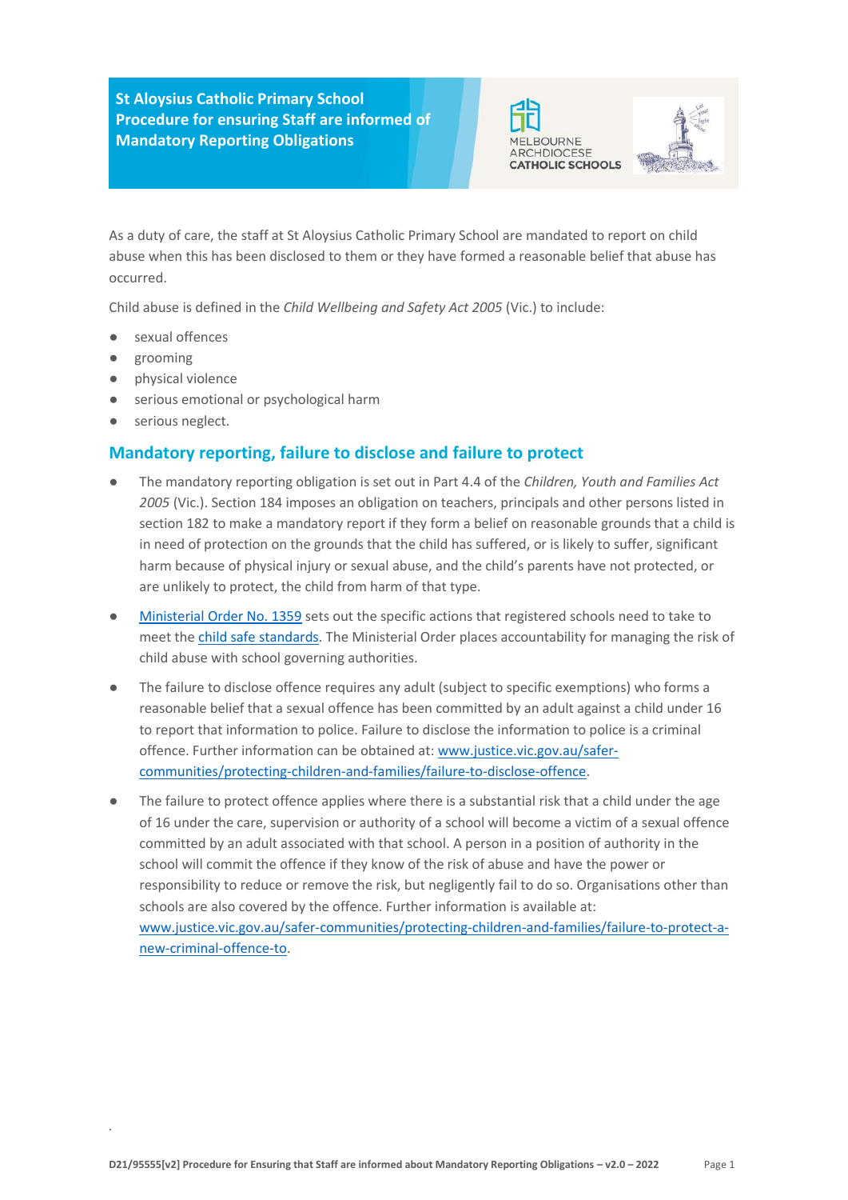# St Aloysius Catholic Primary School Procedure for ensuring Staff are informed of Mandatory Reporting Obligations

As a duty of care, the staff at St Aloysius Catholic Primary School are mandated to report on child abuse when this has been disclosed to them or they have formed a reasonable belief that abuse has occurred.

Child abuse is defined in the *Child Wellbeing and Safety Act 2005* (Vic.) to include:

- sexual offences
- grooming
- physical violence
- serious emotional or psychological harm
- serious neglect.

## Mandatory reporting, failure to disclose and failure to protect

- The mandatory reporting obligation is set out in Part 4.4 of the *Children, Youth and Families Act 2005* (Vic.). Section 184 imposes an obligation on teachers, principals and other persons listed in section 182 to make a mandatory report if they form a belief on reasonable grounds that a child is in need of protection on the grounds that the child has suffered, or is likely to suffer, significant harm because of physical injury or sexual abuse, and the child's parents have not protected, or are unlikely to protect, the child from harm of that type.
- Ministerial Order No. 1359 sets out the specific actions that registered schools need to take to meet the child safe standards. The Ministerial Order places accountability for managing the risk of child abuse with school governing authorities.
- The failure to disclose offence requires any adult (subject to specific exemptions) who forms a reasonable belief that a sexual offence has been committed by an adult against a child under 16 to report that information to police. Failure to disclose the information to police is a criminal offence. Further information can be obtained at: www.justice.vic.gov.au/safer-communities/protecting-children-and-families/failure-to-disclose-offence.
- The failure to protect offence applies where there is a substantial risk that a child under the age of 16 under the care, supervision or authority of a school will become a victim of a sexual offence committed by an adult associated with that school. A person in a position of authority in the school will commit the offence if they know of the risk of abuse and have the power or responsibility to reduce or remove the risk, but negligently fail to do so. Organisations other than schools are also covered by the offence. Further information is available at: www.justice.vic.gov.au/safer-communities/protecting-children-and-families/failure-to-protect-a-new-criminal-offence-to.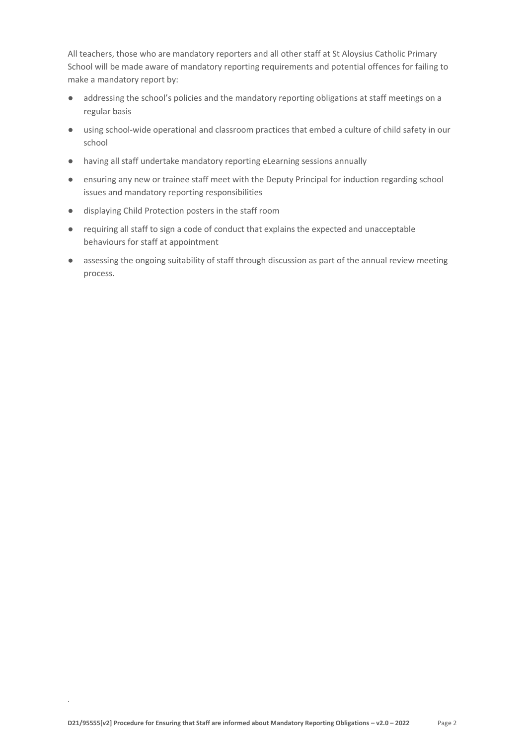All teachers, those who are mandatory reporters and all other staff at St Aloysius Catholic Primary School will be made aware of mandatory reporting requirements and potential offences for failing to make a mandatory report by:

- addressing the school's policies and the mandatory reporting obligations at staff meetings on a regular basis
- using school-wide operational and classroom practices that embed a culture of child safety in our school
- having all staff undertake mandatory reporting eLearning sessions annually
- ensuring any new or trainee staff meet with the Deputy Principal for induction regarding school issues and mandatory reporting responsibilities
- displaying Child Protection posters in the staff room
- requiring all staff to sign a code of conduct that explains the expected and unacceptable behaviours for staff at appointment
- assessing the ongoing suitability of staff through discussion as part of the annual review meeting process.